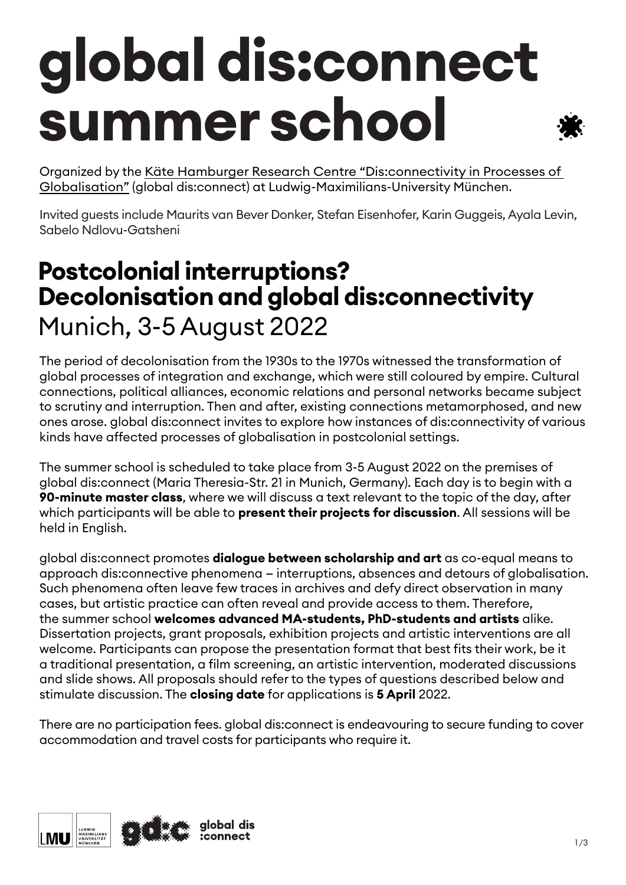# global dis:connect summer school

Organized by the Käte Hamburger Research Centre "Dis:connectivity in Processes of Globalisation" (global dis:connect) at Ludwig-Maximilians-University München.

Invited guests include Maurits van Bever Donker, Stefan Eisenhofer, Karin Guggeis, Ayala Levin, Sabelo Ndlovu-Gatsheni

## Postcolonial interruptions? Decolonisation and global dis:connectivity

Munich, 3-5 August 2022

The period of decolonisation from the 1930s to the 1970s witnessed the transformation of global processes of integration and exchange, which were still coloured by empire. Cultural connections, political alliances, economic relations and personal networks became subject to scrutiny and interruption. Then and after, existing connections metamorphosed, and new ones arose. global dis:connect invites to explore how instances of dis:connectivity of various kinds have affected processes of globalisation in postcolonial settings.

The summer school is scheduled to take place from 3-5 August 2022 on the premises of global dis:connect (Maria Theresia-Str. 21 in Munich, Germany). Each day is to begin with a **90-minute master class**, where we will discuss a text relevant to the topic of the day, after which participants will be able to **present their projects for discussion**. All sessions will be held in English.

global dis:connect promotes **dialogue between scholarship and art** as co-equal means to approach dis:connective phenomena – interruptions, absences and detours of globalisation. Such phenomena often leave few traces in archives and defy direct observation in many cases, but artistic practice can often reveal and provide access to them. Therefore, the summer school **welcomes advanced MA-students, PhD-students and artists** alike. Dissertation projects, grant proposals, exhibition projects and artistic interventions are all welcome. Participants can propose the presentation format that best fits their work, be it a traditional presentation, a film screening, an artistic intervention, moderated discussions and slide shows. All proposals should refer to the types of questions described below and stimulate discussion. The **closing date** for applications is **5 April** 2022.

There are no participation fees. global dis:connect is endeavouring to secure funding to cover accommodation and travel costs for participants who require it.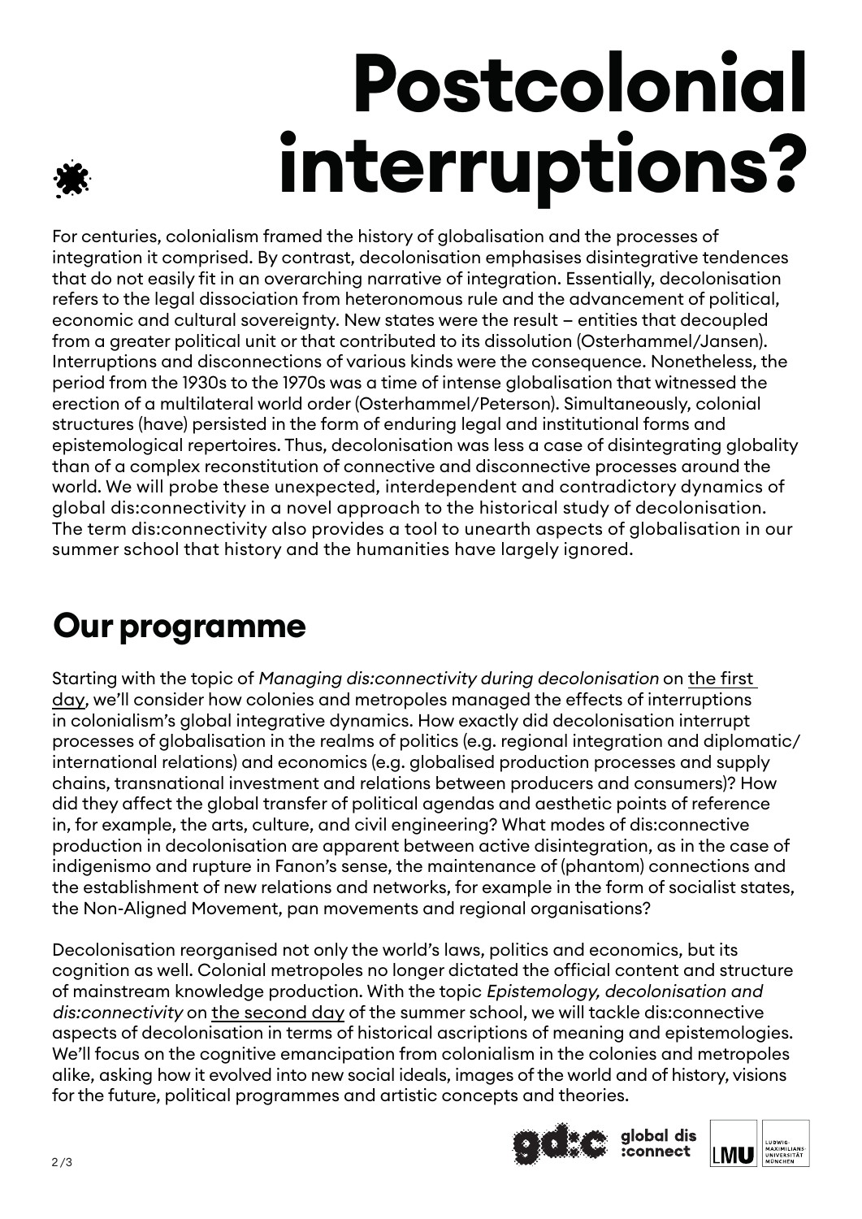# Postcolonial interruptions?

For centuries, colonialism framed the history of globalisation and the processes of integration it comprised. By contrast, decolonisation emphasises disintegrative tendences that do not easily fit in an overarching narrative of integration. Essentially, decolonisation refers to the legal dissociation from heteronomous rule and the advancement of political, economic and cultural sovereignty. New states were the result – entities that decoupled from a greater political unit or that contributed to its dissolution (Osterhammel/Jansen). Interruptions and disconnections of various kinds were the consequence. Nonetheless, the period from the 1930s to the 1970s was a time of intense globalisation that witnessed the erection of a multilateral world order (Osterhammel/Peterson). Simultaneously, colonial structures (have) persisted in the form of enduring legal and institutional forms and epistemological repertoires. Thus, decolonisation was less a case of disintegrating globality than of a complex reconstitution of connective and disconnective processes around the world. We will probe these unexpected, interdependent and contradictory dynamics of global dis:connectivity in a novel approach to the historical study of decolonisation. The term dis:connectivity also provides a tool to unearth aspects of globalisation in our summer school that history and the humanities have largely ignored.

## Our programme

Starting with the topic of *Managing dis:connectivity during decolonisation* on the first day, we'll consider how colonies and metropoles managed the effects of interruptions in colonialism's global integrative dynamics. How exactly did decolonisation interrupt processes of globalisation in the realms of politics (e.g. regional integration and diplomatic/international relations) and economics (e.g. globalised production processes and supply chains, transnational investment and relations between producers and consumers)? How did they affect the global transfer of political agendas and aesthetic points of reference in, for example, the arts, culture, and civil engineering? What modes of dis:connective production in decolonisation are apparent between active disintegration, as in the case of indigenismo and rupture in Fanon's sense, the maintenance of (phantom) connections and the establishment of new relations and networks, for example in the form of socialist states, the Non-Aligned Movement, pan movements and regional organisations?

Decolonisation reorganised not only the world's laws, politics and economics, but its cognition as well. Colonial metropoles no longer dictated the official content and structure of mainstream knowledge production. With the topic *Epistemology, decolonisation and dis:connectivity* on the second day of the summer school, we will tackle dis:connective aspects of decolonisation in terms of historical ascriptions of meaning and epistemologies. We'll focus on the cognitive emancipation from colonialism in the colonies and metropoles alike, asking how it evolved into new social ideals, images of the world and of history, visions for the future, political programmes and artistic concepts and theories.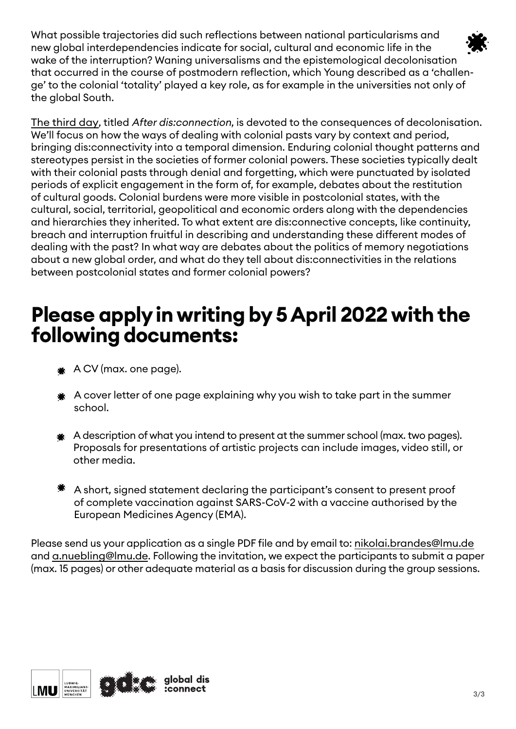What possible trajectories did such reflections between national particularisms and new global interdependencies indicate for social, cultural and economic life in the wake of the interruption? Waning universalisms and the epistemological decolonisation that occurred in the course of postmodern reflection, which Young described as a 'challenge' to the colonial 'totality' played a key role, as for example in the universities not only of the global South.

The third day, titled *After dis:connection*, is devoted to the consequences of decolonisation. We'll focus on how the ways of dealing with colonial pasts vary by context and period, bringing dis:connectivity into a temporal dimension. Enduring colonial thought patterns and stereotypes persist in the societies of former colonial powers. These societies typically dealt with their colonial pasts through denial and forgetting, which were punctuated by isolated periods of explicit engagement in the form of, for example, debates about the restitution of cultural goods. Colonial burdens were more visible in postcolonial states, with the cultural, social, territorial, geopolitical and economic orders along with the dependencies and hierarchies they inherited. To what extent are dis:connective concepts, like continuity, breach and interruption fruitful in describing and understanding these different modes of dealing with the past? In what way are debates about the politics of memory negotiations about a new global order, and what do they tell about dis:connectivities in the relations between postcolonial states and former colonial powers?

# Please apply in writing by 5 April 2022 with the following documents:

- A CV (max. one page).
- A cover letter of one page explaining why you wish to take part in the summer school.
- A description of what you intend to present at the summer school (max. two pages). Proposals for presentations of artistic projects can include images, video still, or other media.
- A short, signed statement declaring the participant's consent to present proof of complete vaccination against SARS-CoV-2 with a vaccine authorised by the European Medicines Agency (EMA).

Please send us your application as a single PDF file and by email to: nikolai.brandes@lmu.de and a.nuebling@lmu.de. Following the invitation, we expect the participants to submit a paper (max. 15 pages) or other adequate material as a basis for discussion during the group sessions.

LMU LUDWIG-MAXIMILIANS-UNIVERSITÄT MÜNCHEN

gd:c global dis :connect